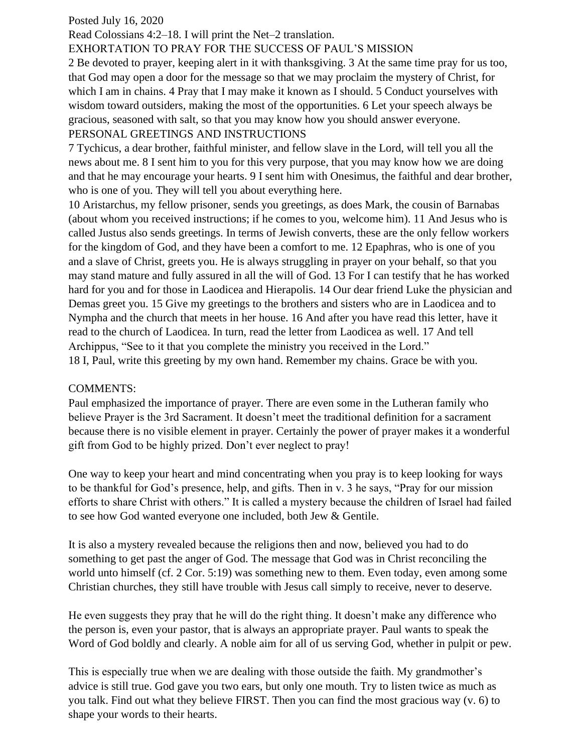Posted July 16, 2020

Read Colossians 4:2–18. I will print the Net–2 translation.

EXHORTATION TO PRAY FOR THE SUCCESS OF PAUL'S MISSION

2 Be devoted to prayer, keeping alert in it with thanksgiving. 3 At the same time pray for us too, that God may open a door for the message so that we may proclaim the mystery of Christ, for which I am in chains. 4 Pray that I may make it known as I should. 5 Conduct yourselves with wisdom toward outsiders, making the most of the opportunities. 6 Let your speech always be gracious, seasoned with salt, so that you may know how you should answer everyone.

PERSONAL GREETINGS AND INSTRUCTIONS

7 Tychicus, a dear brother, faithful minister, and fellow slave in the Lord, will tell you all the news about me. 8 I sent him to you for this very purpose, that you may know how we are doing and that he may encourage your hearts. 9 I sent him with Onesimus, the faithful and dear brother, who is one of you. They will tell you about everything here.

10 Aristarchus, my fellow prisoner, sends you greetings, as does Mark, the cousin of Barnabas (about whom you received instructions; if he comes to you, welcome him). 11 And Jesus who is called Justus also sends greetings. In terms of Jewish converts, these are the only fellow workers for the kingdom of God, and they have been a comfort to me. 12 Epaphras, who is one of you and a slave of Christ, greets you. He is always struggling in prayer on your behalf, so that you may stand mature and fully assured in all the will of God. 13 For I can testify that he has worked hard for you and for those in Laodicea and Hierapolis. 14 Our dear friend Luke the physician and Demas greet you. 15 Give my greetings to the brothers and sisters who are in Laodicea and to Nympha and the church that meets in her house. 16 And after you have read this letter, have it read to the church of Laodicea. In turn, read the letter from Laodicea as well. 17 And tell Archippus, "See to it that you complete the ministry you received in the Lord."

18 I, Paul, write this greeting by my own hand. Remember my chains. Grace be with you.

COMMENTS:

Paul emphasized the importance of prayer. There are even some in the Lutheran family who believe Prayer is the 3rd Sacrament. It doesn't meet the traditional definition for a sacrament because there is no visible element in prayer. Certainly the power of prayer makes it a wonderful gift from God to be highly prized. Don't ever neglect to pray!

One way to keep your heart and mind concentrating when you pray is to keep looking for ways to be thankful for God's presence, help, and gifts. Then in v. 3 he says, "Pray for our mission efforts to share Christ with others." It is called a mystery because the children of Israel had failed to see how God wanted everyone one included, both Jew & Gentile.

It is also a mystery revealed because the religions then and now, believed you had to do something to get past the anger of God. The message that God was in Christ reconciling the world unto himself (cf. 2 Cor. 5:19) was something new to them. Even today, even among some Christian churches, they still have trouble with Jesus call simply to receive, never to deserve.

He even suggests they pray that he will do the right thing. It doesn't make any difference who the person is, even your pastor, that is always an appropriate prayer. Paul wants to speak the Word of God boldly and clearly. A noble aim for all of us serving God, whether in pulpit or pew.

This is especially true when we are dealing with those outside the faith. My grandmother's advice is still true. God gave you two ears, but only one mouth. Try to listen twice as much as you talk. Find out what they believe FIRST. Then you can find the most gracious way (v. 6) to shape your words to their hearts.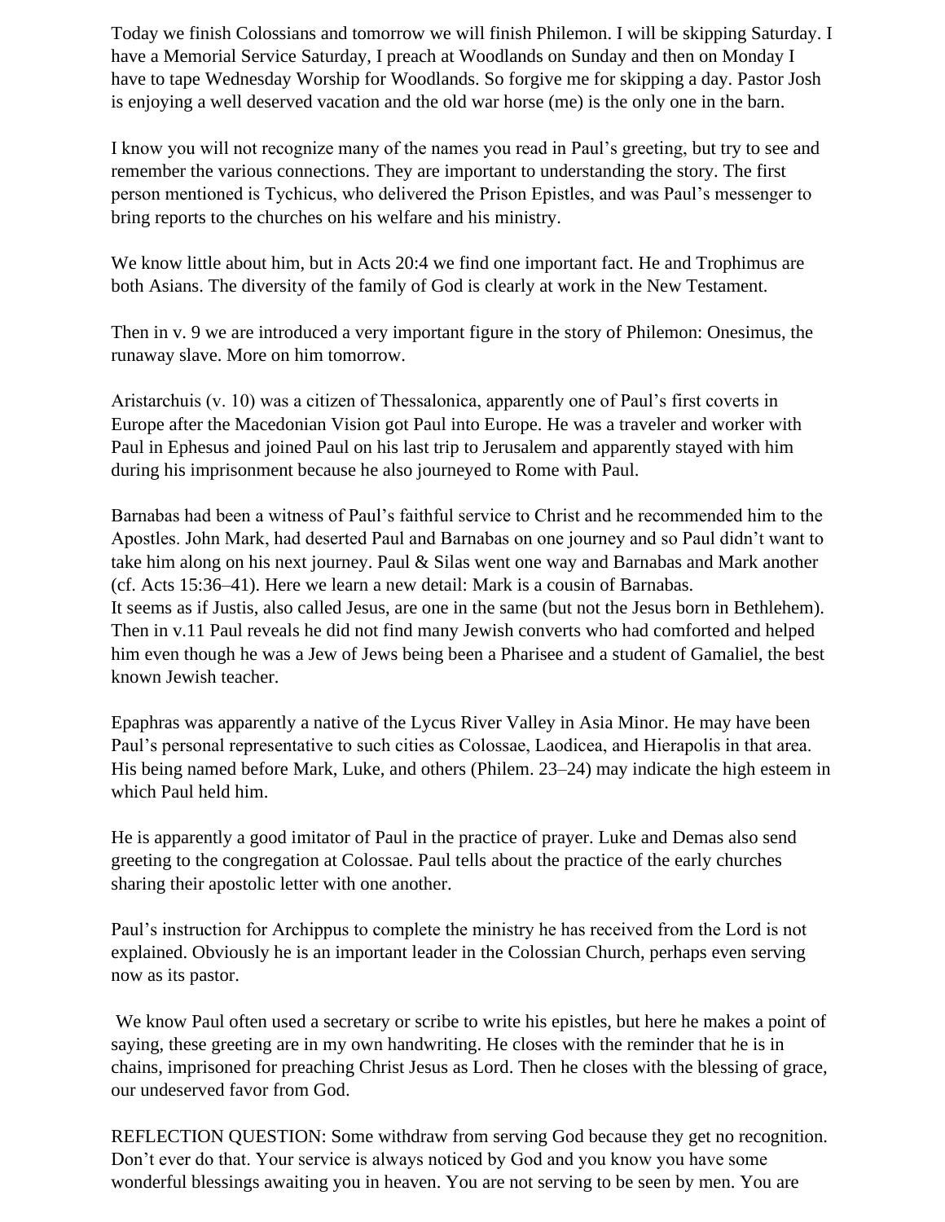Today we finish Colossians and tomorrow we will finish Philemon. I will be skipping Saturday. I have a Memorial Service Saturday, I preach at Woodlands on Sunday and then on Monday I have to tape Wednesday Worship for Woodlands. So forgive me for skipping a day. Pastor Josh is enjoying a well deserved vacation and the old war horse (me) is the only one in the barn.

I know you will not recognize many of the names you read in Paul's greeting, but try to see and remember the various connections. They are important to understanding the story. The first person mentioned is Tychicus, who delivered the Prison Epistles, and was Paul's messenger to bring reports to the churches on his welfare and his ministry.

We know little about him, but in Acts 20:4 we find one important fact. He and Trophimus are both Asians. The diversity of the family of God is clearly at work in the New Testament.

Then in v. 9 we are introduced a very important figure in the story of Philemon: Onesimus, the runaway slave. More on him tomorrow.

Aristarchuis (v. 10) was a citizen of Thessalonica, apparently one of Paul's first coverts in Europe after the Macedonian Vision got Paul into Europe. He was a traveler and worker with Paul in Ephesus and joined Paul on his last trip to Jerusalem and apparently stayed with him during his imprisonment because he also journeyed to Rome with Paul.

Barnabas had been a witness of Paul's faithful service to Christ and he recommended him to the Apostles. John Mark, had deserted Paul and Barnabas on one journey and so Paul didn't want to take him along on his next journey. Paul & Silas went one way and Barnabas and Mark another (cf. Acts 15:36–41). Here we learn a new detail: Mark is a cousin of Barnabas.
It seems as if Justis, also called Jesus, are one in the same (but not the Jesus born in Bethlehem). Then in v.11 Paul reveals he did not find many Jewish converts who had comforted and helped him even though he was a Jew of Jews being been a Pharisee and a student of Gamaliel, the best known Jewish teacher.

Epaphras was apparently a native of the Lycus River Valley in Asia Minor. He may have been Paul's personal representative to such cities as Colossae, Laodicea, and Hierapolis in that area. His being named before Mark, Luke, and others (Philem. 23–24) may indicate the high esteem in which Paul held him.

He is apparently a good imitator of Paul in the practice of prayer. Luke and Demas also send greeting to the congregation at Colossae. Paul tells about the practice of the early churches sharing their apostolic letter with one another.

Paul's instruction for Archippus to complete the ministry he has received from the Lord is not explained. Obviously he is an important leader in the Colossian Church, perhaps even serving now as its pastor.

We know Paul often used a secretary or scribe to write his epistles, but here he makes a point of saying, these greeting are in my own handwriting. He closes with the reminder that he is in chains, imprisoned for preaching Christ Jesus as Lord. Then he closes with the blessing of grace, our undeserved favor from God.

REFLECTION QUESTION: Some withdraw from serving God because they get no recognition. Don't ever do that. Your service is always noticed by God and you know you have some wonderful blessings awaiting you in heaven. You are not serving to be seen by men. You are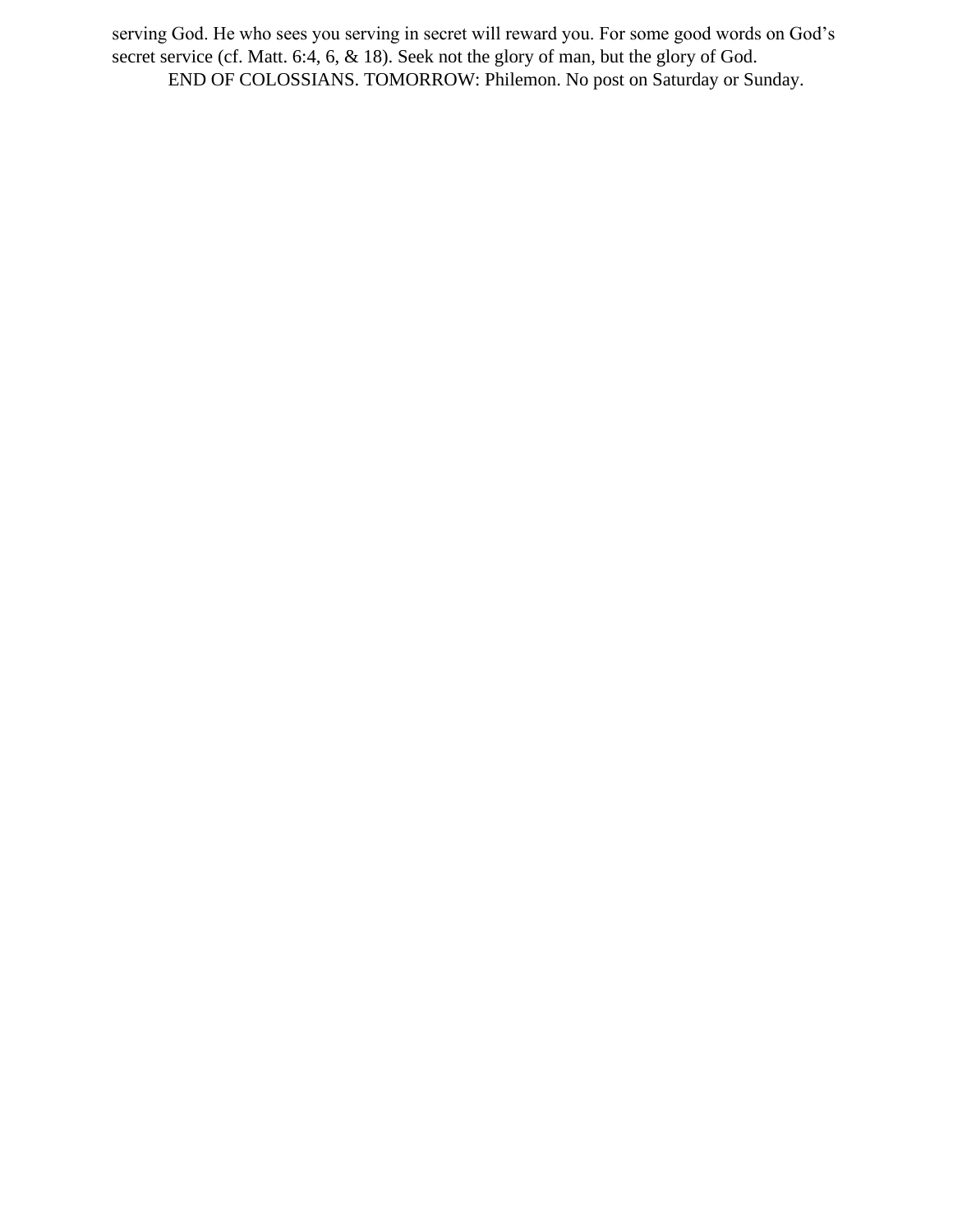serving God. He who sees you serving in secret will reward you. For some good words on God's secret service (cf. Matt. 6:4, 6, & 18). Seek not the glory of man, but the glory of God.

END OF COLOSSIANS. TOMORROW: Philemon. No post on Saturday or Sunday.